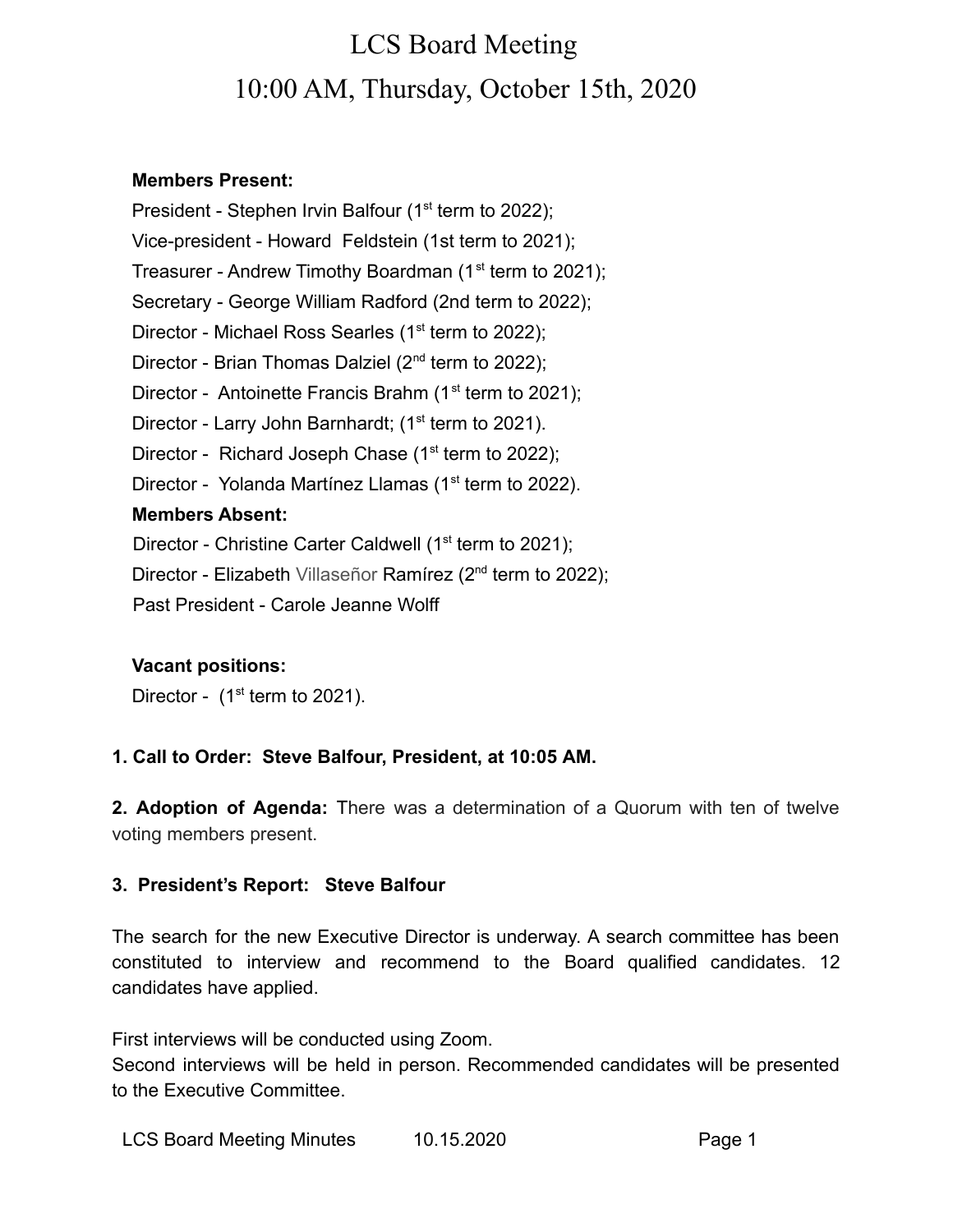# LCS Board Meeting

# 10:00 AM, Thursday, October 15th, 2020

**Members Present:**

President - Stephen Irvin Balfour (1st term to 2022);
Vice-president - Howard Feldstein (1st term to 2021);
Treasurer - Andrew Timothy Boardman (1st term to 2021);
Secretary - George William Radford (2nd term to 2022);
Director - Michael Ross Searles (1st term to 2022);
Director - Brian Thomas Dalziel (2nd term to 2022);
Director - Antoinette Francis Brahm (1st term to 2021);
Director - Larry John Barnhardt; (1st term to 2021).
Director - Richard Joseph Chase (1st term to 2022);
Director - Yolanda Martínez Llamas (1st term to 2022).

**Members Absent:**

Director - Christine Carter Caldwell (1st term to 2021);
Director - Elizabeth Villaseñor Ramírez (2nd term to 2022);
Past President - Carole Jeanne Wolff

**Vacant positions:**

Director - (1st term to 2021).

**1. Call to Order: Steve Balfour, President, at 10:05 AM.**

**2. Adoption of Agenda:** There was a determination of a Quorum with ten of twelve voting members present.

**3. President's Report: Steve Balfour**

The search for the new Executive Director is underway. A search committee has been constituted to interview and recommend to the Board qualified candidates. 12 candidates have applied.

First interviews will be conducted using Zoom.
Second interviews will be held in person. Recommended candidates will be presented to the Executive Committee.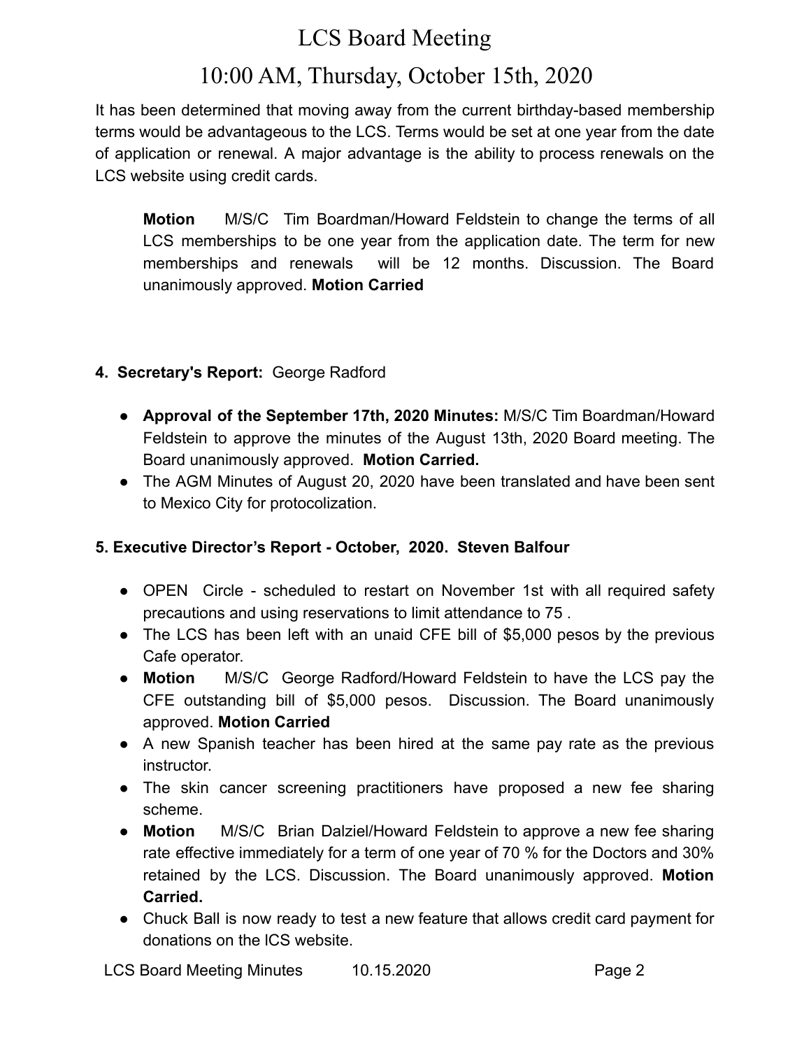# LCS Board Meeting

## 10:00 AM, Thursday, October 15th, 2020

It has been determined that moving away from the current birthday-based membership terms would be advantageous to the LCS. Terms would be set at one year from the date of application or renewal. A major advantage is the ability to process renewals on the LCS website using credit cards.

> **Motion** M/S/C Tim Boardman/Howard Feldstein to change the terms of all LCS memberships to be one year from the application date. The term for new memberships and renewals will be 12 months. Discussion. The Board unanimously approved. **Motion Carried**

**4. Secretary's Report:** George Radford

- **Approval of the September 17th, 2020 Minutes:** M/S/C Tim Boardman/Howard Feldstein to approve the minutes of the August 13th, 2020 Board meeting. The Board unanimously approved. **Motion Carried.**
- The AGM Minutes of August 20, 2020 have been translated and have been sent to Mexico City for protocolization.

**5. Executive Director's Report - October, 2020. Steven Balfour**

- OPEN Circle - scheduled to restart on November 1st with all required safety precautions and using reservations to limit attendance to 75 .
- The LCS has been left with an unaid CFE bill of $5,000 pesos by the previous Cafe operator.
- **Motion** M/S/C George Radford/Howard Feldstein to have the LCS pay the CFE outstanding bill of $5,000 pesos. Discussion. The Board unanimously approved. **Motion Carried**
- A new Spanish teacher has been hired at the same pay rate as the previous instructor.
- The skin cancer screening practitioners have proposed a new fee sharing scheme.
- **Motion** M/S/C Brian Dalziel/Howard Feldstein to approve a new fee sharing rate effective immediately for a term of one year of 70 % for the Doctors and 30% retained by the LCS. Discussion. The Board unanimously approved. **Motion Carried.**
- Chuck Ball is now ready to test a new feature that allows credit card payment for donations on the lCS website.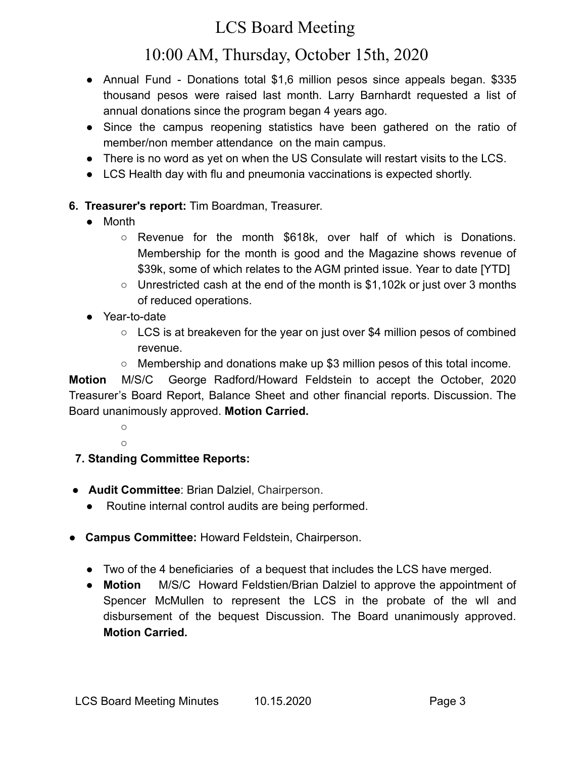- Annual Fund - Donations total $1,6 million pesos since appeals began. $335 thousand pesos were raised last month. Larry Barnhardt requested a list of annual donations since the program began 4 years ago.
- Since the campus reopening statistics have been gathered on the ratio of member/non member attendance on the main campus.
- There is no word as yet on when the US Consulate will restart visits to the LCS.
- LCS Health day with flu and pneumonia vaccinations is expected shortly.

6. **Treasurer's report:** Tim Boardman, Treasurer.
   - Month
     - Revenue for the month $618k, over half of which is Donations. Membership for the month is good and the Magazine shows revenue of $39k, some of which relates to the AGM printed issue. Year to date [YTD]
     - Unrestricted cash at the end of the month is $1,102k or just over 3 months of reduced operations.
   - Year-to-date
     - LCS is at breakeven for the year on just over $4 million pesos of combined revenue.
     - Membership and donations make up $3 million pesos of this total income.

**Motion** M/S/C George Radford/Howard Feldstein to accept the October, 2020 Treasurer's Board Report, Balance Sheet and other financial reports. Discussion. The Board unanimously approved. **Motion Carried.**

7. **Standing Committee Reports:**

- **Audit Committee**: Brian Dalziel, Chairperson.
  - Routine internal control audits are being performed.

- **Campus Committee:** Howard Feldstein, Chairperson.
  - Two of the 4 beneficiaries of a bequest that includes the LCS have merged.
  - **Motion** M/S/C Howard Feldstien/Brian Dalziel to approve the appointment of Spencer McMullen to represent the LCS in the probate of the wll and disbursement of the bequest Discussion. The Board unanimously approved. **Motion Carried.**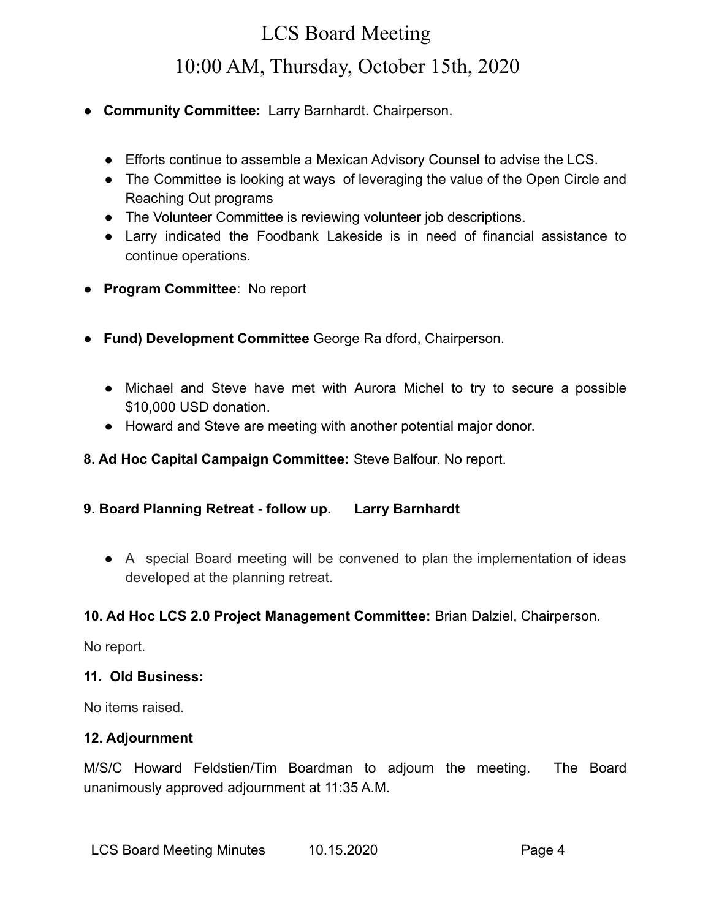- **Community Committee:** Larry Barnhardt. Chairperson.

  - Efforts continue to assemble a Mexican Advisory Counsel to advise the LCS.
  - The Committee is looking at ways of leveraging the value of the Open Circle and Reaching Out programs
  - The Volunteer Committee is reviewing volunteer job descriptions.
  - Larry indicated the Foodbank Lakeside is in need of financial assistance to continue operations.

- **Program Committee**: No report

- **Fund) Development Committee** George Ra dford, Chairperson.

  - Michael and Steve have met with Aurora Michel to try to secure a possible $10,000 USD donation.
  - Howard and Steve are meeting with another potential major donor.

**8. Ad Hoc Capital Campaign Committee:** Steve Balfour. No report.

**9. Board Planning Retreat - follow up. Larry Barnhardt**

- A special Board meeting will be convened to plan the implementation of ideas developed at the planning retreat.

**10. Ad Hoc LCS 2.0 Project Management Committee:** Brian Dalziel, Chairperson.

No report.

**11. Old Business:**

No items raised.

**12. Adjournment**

M/S/C Howard Feldstien/Tim Boardman to adjourn the meeting. The Board unanimously approved adjournment at 11:35 A.M.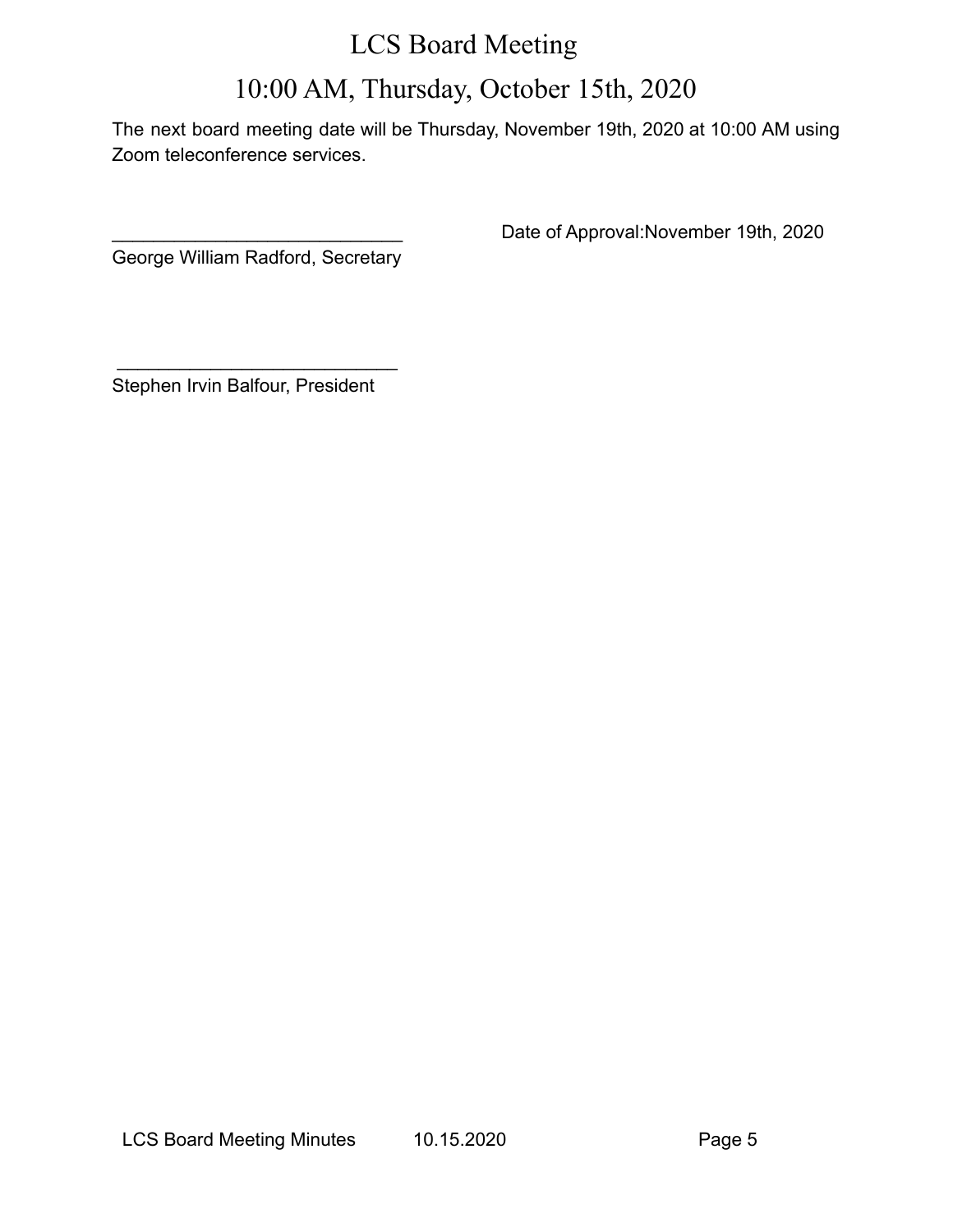The next board meeting date will be Thursday, November 19th, 2020 at 10:00 AM using Zoom teleconference services.

\_\_\_\_\_\_\_\_\_\_\_\_\_\_\_\_\_\_\_\_\_\_\_\_\_\_\_\_  Date of Approval:November 19th, 2020

George William Radford, Secretary

\_\_\_\_\_\_\_\_\_\_\_\_\_\_\_\_\_\_\_\_\_\_\_\_\_\_\_

Stephen Irvin Balfour, President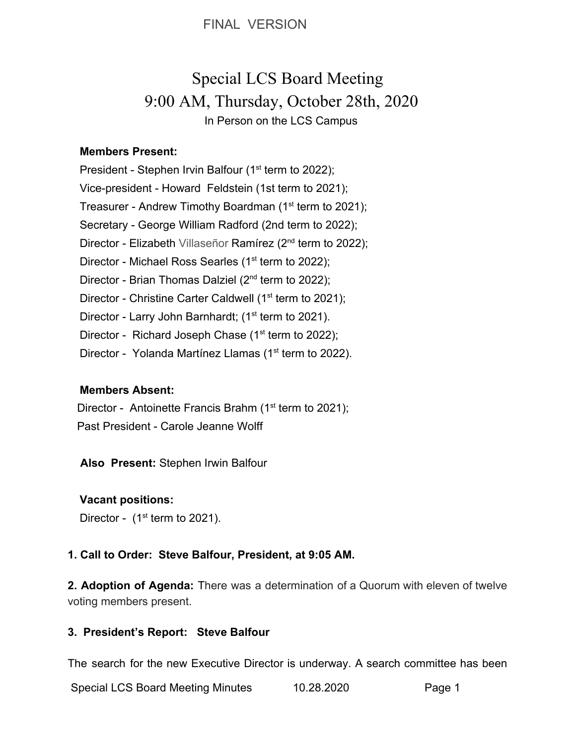FINAL VERSION

# Special LCS Board Meeting
## 9:00 AM, Thursday, October 28th, 2020

In Person on the LCS Campus

**Members Present:**

President - Stephen Irvin Balfour (1st term to 2022);
Vice-president - Howard Feldstein (1st term to 2021);
Treasurer - Andrew Timothy Boardman (1st term to 2021);
Secretary - George William Radford (2nd term to 2022);
Director - Elizabeth Villaseñor Ramírez (2nd term to 2022);
Director - Michael Ross Searles (1st term to 2022);
Director - Brian Thomas Dalziel (2nd term to 2022);
Director - Christine Carter Caldwell (1st term to 2021);
Director - Larry John Barnhardt; (1st term to 2021).
Director - Richard Joseph Chase (1st term to 2022);
Director - Yolanda Martínez Llamas (1st term to 2022).

**Members Absent:**

Director - Antoinette Francis Brahm (1st term to 2021);
Past President - Carole Jeanne Wolff

**Also Present:** Stephen Irwin Balfour

**Vacant positions:**

Director - (1st term to 2021).

**1. Call to Order: Steve Balfour, President, at 9:05 AM.**

**2. Adoption of Agenda:** There was a determination of a Quorum with eleven of twelve voting members present.

**3. President's Report: Steve Balfour**

The search for the new Executive Director is underway. A search committee has been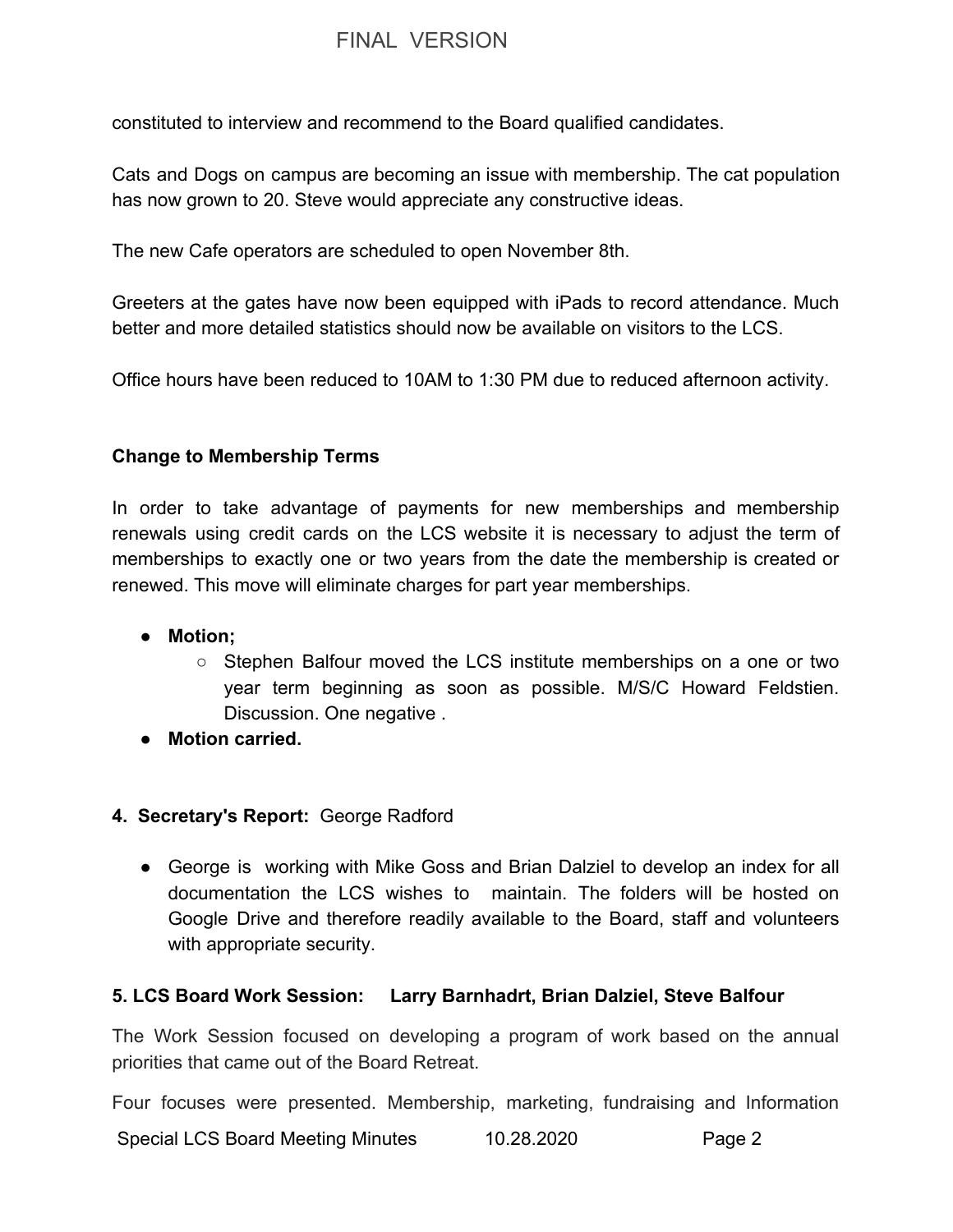constituted to interview and recommend to the Board qualified candidates.

Cats and Dogs on campus are becoming an issue with membership. The cat population has now grown to 20. Steve would appreciate any constructive ideas.

The new Cafe operators are scheduled to open November 8th.

Greeters at the gates have now been equipped with iPads to record attendance. Much better and more detailed statistics should now be available on visitors to the LCS.

Office hours have been reduced to 10AM to 1:30 PM due to reduced afternoon activity.

**Change to Membership Terms**

In order to take advantage of payments for new memberships and membership renewals using credit cards on the LCS website it is necessary to adjust the term of memberships to exactly one or two years from the date the membership is created or renewed. This move will eliminate charges for part year memberships.

- **Motion;**
  - Stephen Balfour moved the LCS institute memberships on a one or two year term beginning as soon as possible. M/S/C Howard Feldstien. Discussion. One negative .
- **Motion carried.**

## 4. Secretary's Report: George Radford

- George is working with Mike Goss and Brian Dalziel to develop an index for all documentation the LCS wishes to maintain. The folders will be hosted on Google Drive and therefore readily available to the Board, staff and volunteers with appropriate security.

## 5. LCS Board Work Session: Larry Barnhadrt, Brian Dalziel, Steve Balfour

The Work Session focused on developing a program of work based on the annual priorities that came out of the Board Retreat.

Four focuses were presented. Membership, marketing, fundraising and Information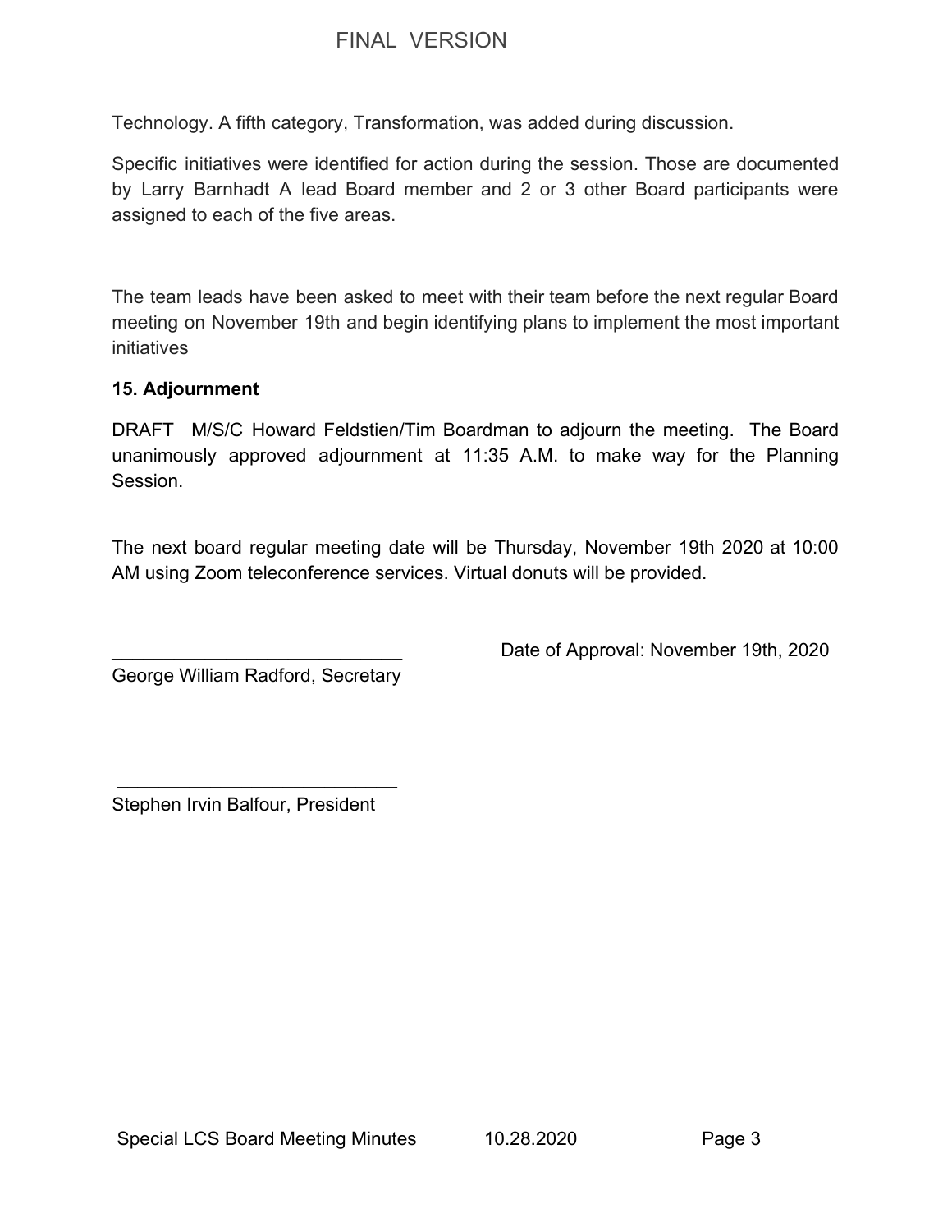Technology. A fifth category, Transformation, was added during discussion.

Specific initiatives were identified for action during the session. Those are documented by Larry Barnhadt A lead Board member and 2 or 3 other Board participants were assigned to each of the five areas.

The team leads have been asked to meet with their team before the next regular Board meeting on November 19th and begin identifying plans to implement the most important initiatives

**15. Adjournment**

DRAFT M/S/C Howard Feldstien/Tim Boardman to adjourn the meeting. The Board unanimously approved adjournment at 11:35 A.M. to make way for the Planning Session.

The next board regular meeting date will be Thursday, November 19th 2020 at 10:00 AM using Zoom teleconference services. Virtual donuts will be provided.

\_\_\_\_\_\_\_\_\_\_\_\_\_\_\_\_\_\_\_\_\_\_\_\_\_\_\_\_ Date of Approval: November 19th, 2020

George William Radford, Secretary

\_\_\_\_\_\_\_\_\_\_\_\_\_\_\_\_\_\_\_\_\_\_\_\_\_\_\_

Stephen Irvin Balfour, President